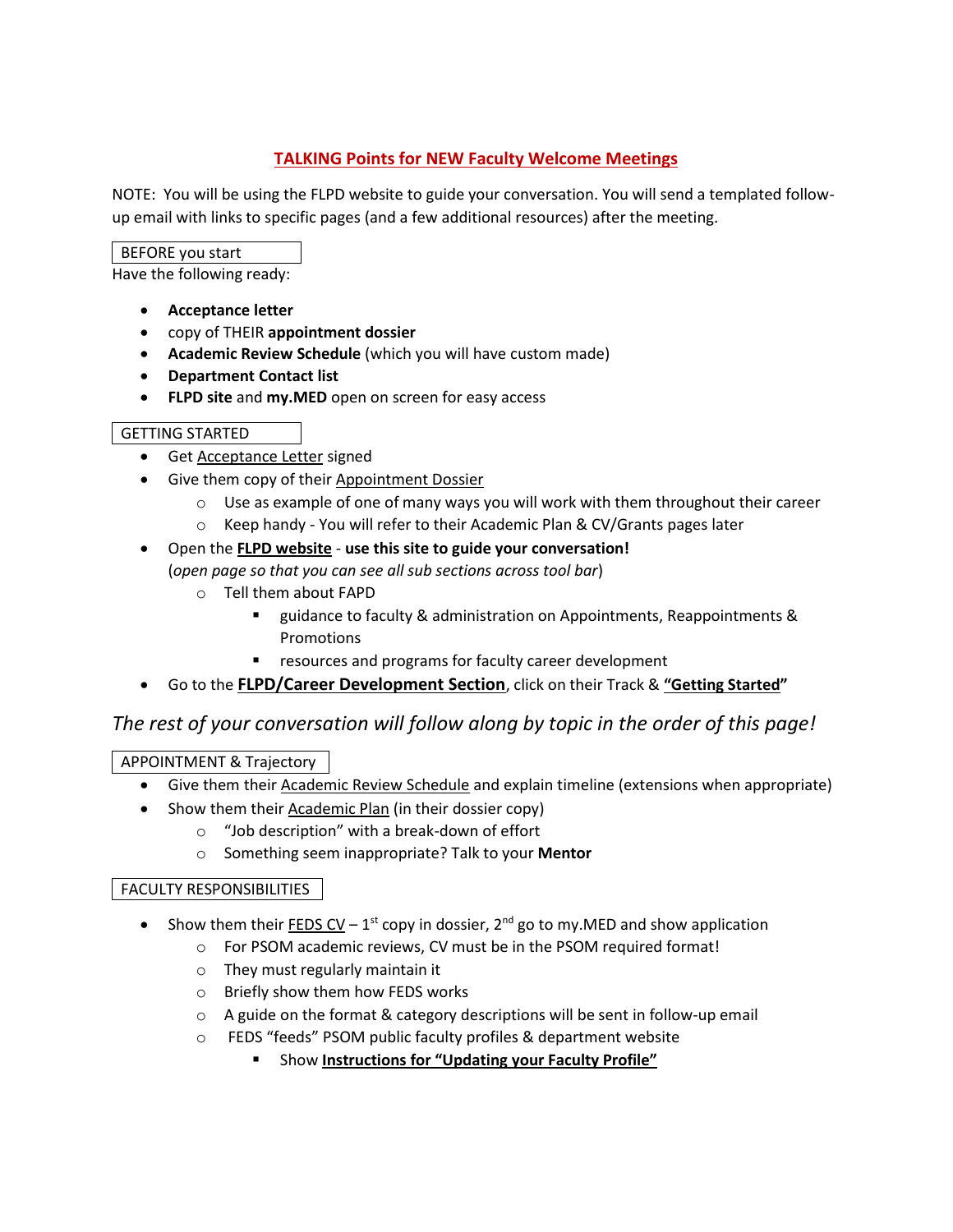# TALKING Points for NEW Faculty Welcome Meetings

NOTE: You will be using the FLPD website to guide your conversation. You will send a templated follow-up email with links to specific pages (and a few additional resources) after the meeting.

## BEFORE you start

Have the following ready:

- **Acceptance letter**
- copy of THEIR **appointment dossier**
- **Academic Review Schedule** (which you will have custom made)
- **Department Contact list**
- **FLPD site** and **my.MED** open on screen for easy access

## GETTING STARTED

- Get Acceptance Letter signed
- Give them copy of their Appointment Dossier
  - Use as example of one of many ways you will work with them throughout their career
  - Keep handy - You will refer to their Academic Plan & CV/Grants pages later
- Open the **FLPD website** - **use this site to guide your conversation!** (*open page so that you can see all sub sections across tool bar*)
  - Tell them about FAPD
    - guidance to faculty & administration on Appointments, Reappointments & Promotions
    - resources and programs for faculty career development
- Go to the **FLPD/Career Development Section**, click on their Track & **"Getting Started"**

*The rest of your conversation will follow along by topic in the order of this page!*

## APPOINTMENT & Trajectory

- Give them their Academic Review Schedule and explain timeline (extensions when appropriate)
- Show them their Academic Plan (in their dossier copy)
  - "Job description" with a break-down of effort
  - Something seem inappropriate? Talk to your **Mentor**

## FACULTY RESPONSIBILITIES

- Show them their FEDS CV – 1st copy in dossier, 2nd go to my.MED and show application
  - For PSOM academic reviews, CV must be in the PSOM required format!
  - They must regularly maintain it
  - Briefly show them how FEDS works
  - A guide on the format & category descriptions will be sent in follow-up email
  - FEDS "feeds" PSOM public faculty profiles & department website
    - Show **Instructions for "Updating your Faculty Profile"**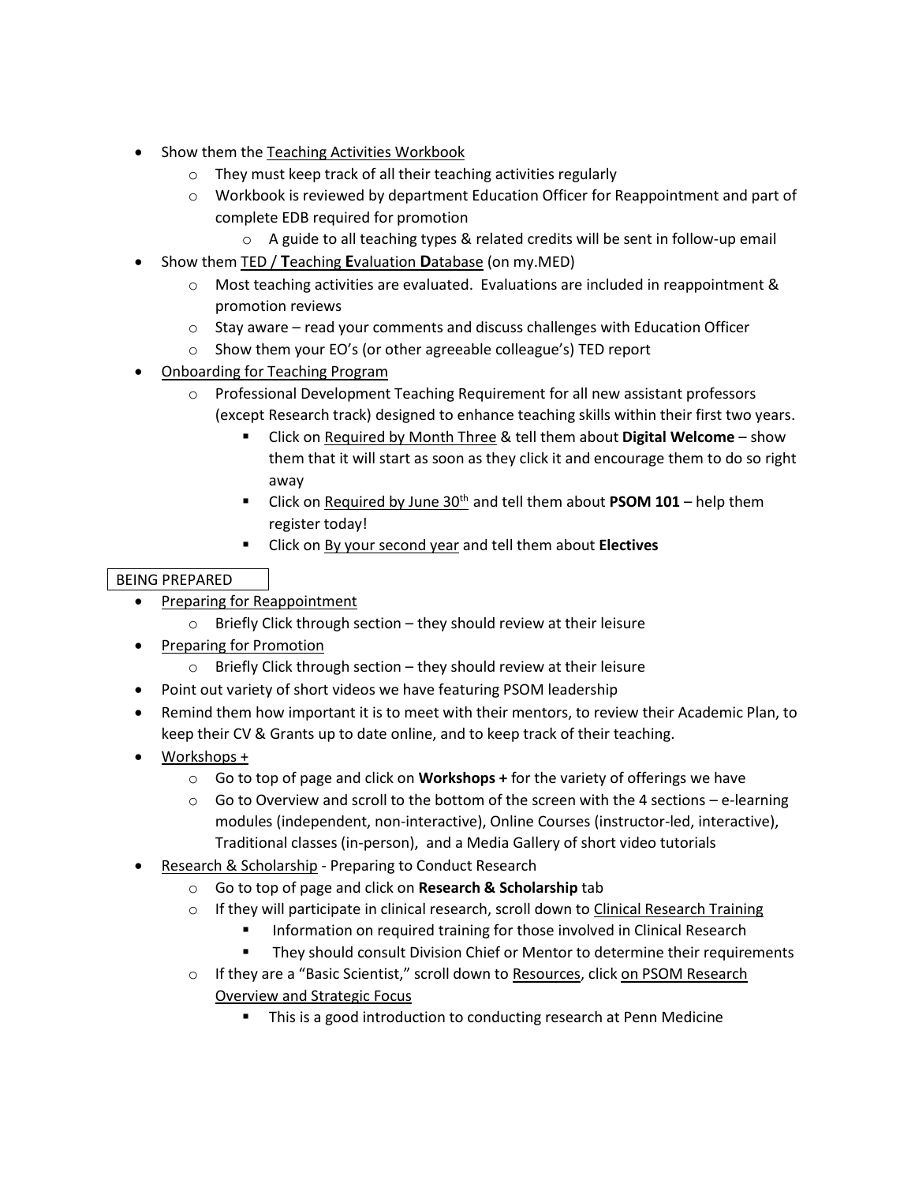- Show them the Teaching Activities Workbook
  - They must keep track of all their teaching activities regularly
  - Workbook is reviewed by department Education Officer for Reappointment and part of complete EDB required for promotion
    - A guide to all teaching types & related credits will be sent in follow-up email
- Show them TED / **T**eaching **E**valuation **D**atabase (on my.MED)
  - Most teaching activities are evaluated. Evaluations are included in reappointment & promotion reviews
  - Stay aware – read your comments and discuss challenges with Education Officer
  - Show them your EO's (or other agreeable colleague's) TED report
- Onboarding for Teaching Program
  - Professional Development Teaching Requirement for all new assistant professors (except Research track) designed to enhance teaching skills within their first two years.
    - Click on Required by Month Three & tell them about **Digital Welcome** – show them that it will start as soon as they click it and encourage them to do so right away
    - Click on Required by June 30th and tell them about **PSOM 101** – help them register today!
    - Click on By your second year and tell them about **Electives**

BEING PREPARED

- Preparing for Reappointment
  - Briefly Click through section – they should review at their leisure
- Preparing for Promotion
  - Briefly Click through section – they should review at their leisure
- Point out variety of short videos we have featuring PSOM leadership
- Remind them how important it is to meet with their mentors, to review their Academic Plan, to keep their CV & Grants up to date online, and to keep track of their teaching.
- Workshops +
  - Go to top of page and click on **Workshops +** for the variety of offerings we have
  - Go to Overview and scroll to the bottom of the screen with the 4 sections – e-learning modules (independent, non-interactive), Online Courses (instructor-led, interactive), Traditional classes (in-person), and a Media Gallery of short video tutorials
- Research & Scholarship - Preparing to Conduct Research
  - Go to top of page and click on **Research & Scholarship** tab
  - If they will participate in clinical research, scroll down to Clinical Research Training
    - Information on required training for those involved in Clinical Research
    - They should consult Division Chief or Mentor to determine their requirements
  - If they are a "Basic Scientist," scroll down to Resources, click on PSOM Research Overview and Strategic Focus
    - This is a good introduction to conducting research at Penn Medicine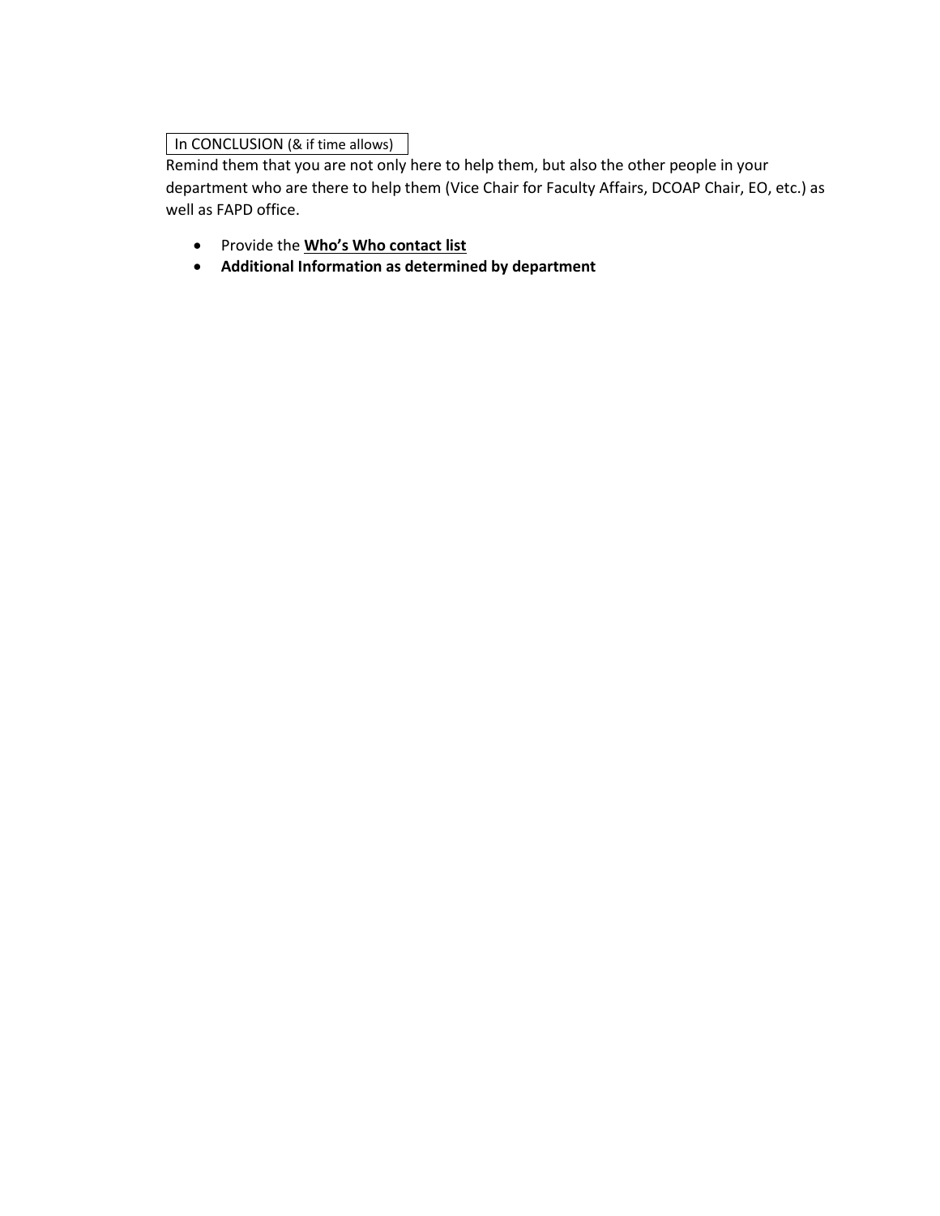In CONCLUSION (& if time allows)

Remind them that you are not only here to help them, but also the other people in your department who are there to help them (Vice Chair for Faculty Affairs, DCOAP Chair, EO, etc.) as well as FAPD office.

- Provide the **Who's Who contact list**
- **Additional Information as determined by department**